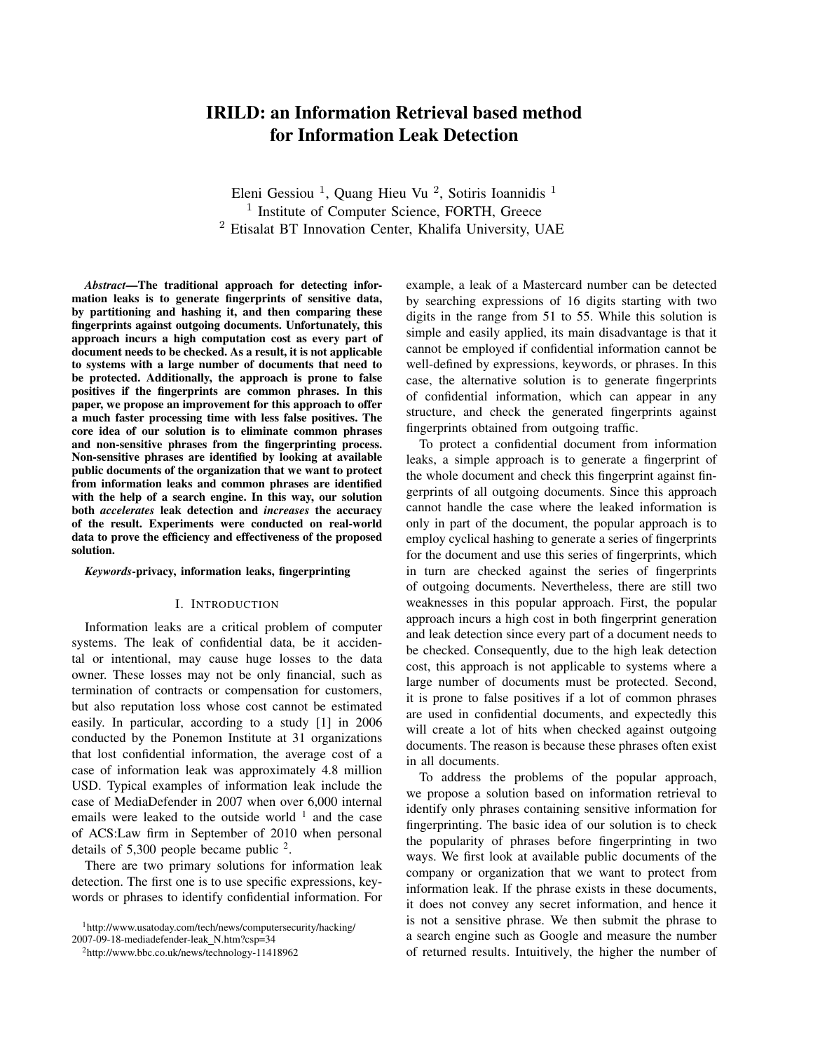# IRILD: an Information Retrieval based method for Information Leak Detection

Eleni Gessiou [1], Quang Hieu Vu [2], Sotiris Ioannidis [1]

[1] Institute of Computer Science, FORTH, Greece

[2] Etisalat BT Innovation Center, Khalifa University, UAE

***Abstract*—The traditional approach for detecting information leaks is to generate fingerprints of sensitive data, by partitioning and hashing it, and then comparing these fingerprints against outgoing documents. Unfortunately, this approach incurs a high computation cost as every part of document needs to be checked. As a result, it is not applicable to systems with a large number of documents that need to be protected. Additionally, the approach is prone to false positives if the fingerprints are common phrases. In this paper, we propose an improvement for this approach to offer a much faster processing time with less false positives. The core idea of our solution is to eliminate common phrases and non-sensitive phrases from the fingerprinting process. Non-sensitive phrases are identified by looking at available public documents of the organization that we want to protect from information leaks and common phrases are identified with the help of a search engine. In this way, our solution both *accelerates* leak detection and *increases* the accuracy of the result. Experiments were conducted on real-world data to prove the efficiency and effectiveness of the proposed solution.**

***Keywords*-privacy, information leaks, fingerprinting**

## I. Introduction

Information leaks are a critical problem of computer systems. The leak of confidential data, be it accidental or intentional, may cause huge losses to the data owner. These losses may not be only financial, such as termination of contracts or compensation for customers, but also reputation loss whose cost cannot be estimated easily. In particular, according to a study [1] in 2006 conducted by the Ponemon Institute at 31 organizations that lost confidential information, the average cost of a case of information leak was approximately 4.8 million USD. Typical examples of information leak include the case of MediaDefender in 2007 when over 6,000 internal emails were leaked to the outside world [1] and the case of ACS:Law firm in September of 2010 when personal details of 5,300 people became public [2].

There are two primary solutions for information leak detection. The first one is to use specific expressions, keywords or phrases to identify confidential information. For example, a leak of a Mastercard number can be detected by searching expressions of 16 digits starting with two digits in the range from 51 to 55. While this solution is simple and easily applied, its main disadvantage is that it cannot be employed if confidential information cannot be well-defined by expressions, keywords, or phrases. In this case, the alternative solution is to generate fingerprints of confidential information, which can appear in any structure, and check the generated fingerprints against fingerprints obtained from outgoing traffic.

To protect a confidential document from information leaks, a simple approach is to generate a fingerprint of the whole document and check this fingerprint against fingerprints of all outgoing documents. Since this approach cannot handle the case where the leaked information is only in part of the document, the popular approach is to employ cyclical hashing to generate a series of fingerprints for the document and use this series of fingerprints, which in turn are checked against the series of fingerprints of outgoing documents. Nevertheless, there are still two weaknesses in this popular approach. First, the popular approach incurs a high cost in both fingerprint generation and leak detection since every part of a document needs to be checked. Consequently, due to the high leak detection cost, this approach is not applicable to systems where a large number of documents must be protected. Second, it is prone to false positives if a lot of common phrases are used in confidential documents, and expectedly this will create a lot of hits when checked against outgoing documents. The reason is because these phrases often exist in all documents.

To address the problems of the popular approach, we propose a solution based on information retrieval to identify only phrases containing sensitive information for fingerprinting. The basic idea of our solution is to check the popularity of phrases before fingerprinting in two ways. We first look at available public documents of the company or organization that we want to protect from information leak. If the phrase exists in these documents, it does not convey any secret information, and hence it is not a sensitive phrase. We then submit the phrase to a search engine such as Google and measure the number of returned results. Intuitively, the higher the number of

[1] http://www.usatoday.com/tech/news/computersecurity/hacking/2007-09-18-mediadefender-leak_N.htm?csp=34

[2] http://www.bbc.co.uk/news/technology-11418962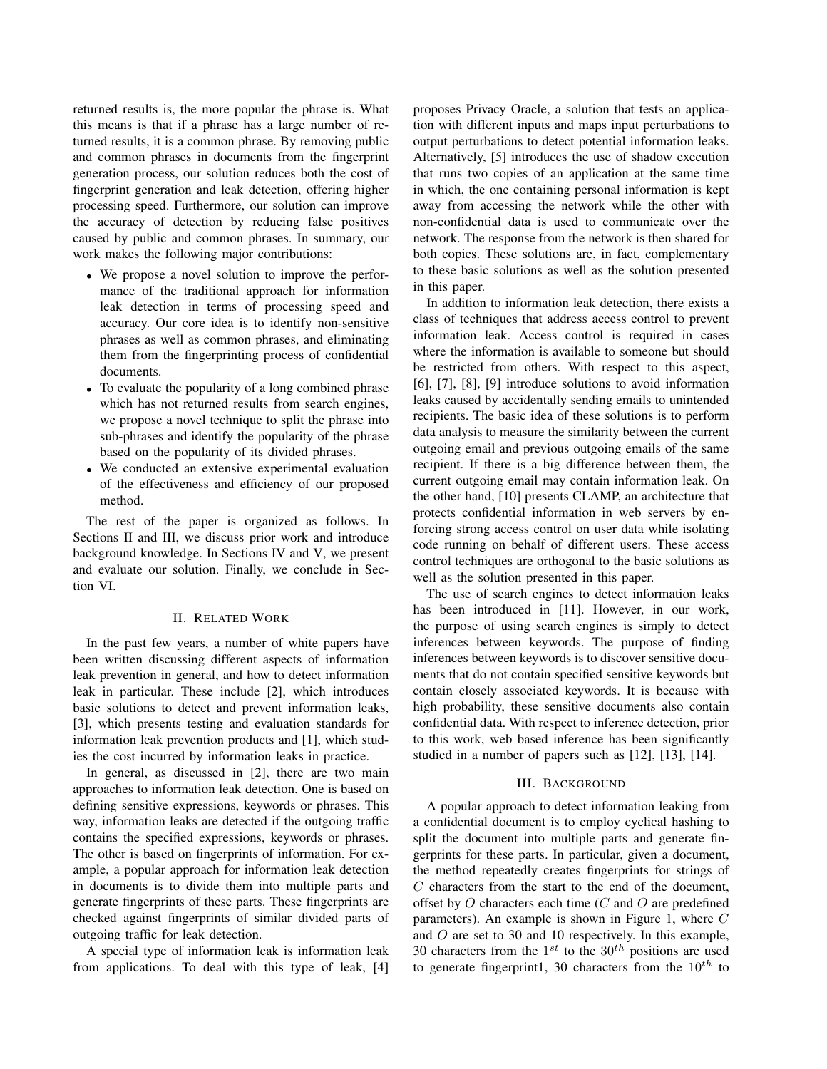returned results is, the more popular the phrase is. What this means is that if a phrase has a large number of returned results, it is a common phrase. By removing public and common phrases in documents from the fingerprint generation process, our solution reduces both the cost of fingerprint generation and leak detection, offering higher processing speed. Furthermore, our solution can improve the accuracy of detection by reducing false positives caused by public and common phrases. In summary, our work makes the following major contributions:

- We propose a novel solution to improve the performance of the traditional approach for information leak detection in terms of processing speed and accuracy. Our core idea is to identify non-sensitive phrases as well as common phrases, and eliminating them from the fingerprinting process of confidential documents.
- To evaluate the popularity of a long combined phrase which has not returned results from search engines, we propose a novel technique to split the phrase into sub-phrases and identify the popularity of the phrase based on the popularity of its divided phrases.
- We conducted an extensive experimental evaluation of the effectiveness and efficiency of our proposed method.

The rest of the paper is organized as follows. In Sections II and III, we discuss prior work and introduce background knowledge. In Sections IV and V, we present and evaluate our solution. Finally, we conclude in Section VI.

## II. Related Work

In the past few years, a number of white papers have been written discussing different aspects of information leak prevention in general, and how to detect information leak in particular. These include [2], which introduces basic solutions to detect and prevent information leaks, [3], which presents testing and evaluation standards for information leak prevention products and [1], which studies the cost incurred by information leaks in practice.

In general, as discussed in [2], there are two main approaches to information leak detection. One is based on defining sensitive expressions, keywords or phrases. This way, information leaks are detected if the outgoing traffic contains the specified expressions, keywords or phrases. The other is based on fingerprints of information. For example, a popular approach for information leak detection in documents is to divide them into multiple parts and generate fingerprints of these parts. These fingerprints are checked against fingerprints of similar divided parts of outgoing traffic for leak detection.

A special type of information leak is information leak from applications. To deal with this type of leak, [4] proposes Privacy Oracle, a solution that tests an application with different inputs and maps input perturbations to output perturbations to detect potential information leaks. Alternatively, [5] introduces the use of shadow execution that runs two copies of an application at the same time in which, the one containing personal information is kept away from accessing the network while the other with non-confidential data is used to communicate over the network. The response from the network is then shared for both copies. These solutions are, in fact, complementary to these basic solutions as well as the solution presented in this paper.

In addition to information leak detection, there exists a class of techniques that address access control to prevent information leak. Access control is required in cases where the information is available to someone but should be restricted from others. With respect to this aspect, [6], [7], [8], [9] introduce solutions to avoid information leaks caused by accidentally sending emails to unintended recipients. The basic idea of these solutions is to perform data analysis to measure the similarity between the current outgoing email and previous outgoing emails of the same recipient. If there is a big difference between them, the current outgoing email may contain information leak. On the other hand, [10] presents CLAMP, an architecture that protects confidential information in web servers by enforcing strong access control on user data while isolating code running on behalf of different users. These access control techniques are orthogonal to the basic solutions as well as the solution presented in this paper.

The use of search engines to detect information leaks has been introduced in [11]. However, in our work, the purpose of using search engines is simply to detect inferences between keywords. The purpose of finding inferences between keywords is to discover sensitive documents that do not contain specified sensitive keywords but contain closely associated keywords. It is because with high probability, these sensitive documents also contain confidential data. With respect to inference detection, prior to this work, web based inference has been significantly studied in a number of papers such as [12], [13], [14].

## III. Background

A popular approach to detect information leaking from a confidential document is to employ cyclical hashing to split the document into multiple parts and generate fingerprints for these parts. In particular, given a document, the method repeatedly creates fingerprints for strings of $C$ characters from the start to the end of the document, offset by $O$ characters each time ($C$ and $O$ are predefined parameters). An example is shown in Figure 1, where $C$ and $O$ are set to 30 and 10 respectively. In this example, 30 characters from the $1^{st}$ to the $30^{th}$ positions are used to generate fingerprint1, 30 characters from the $10^{th}$ to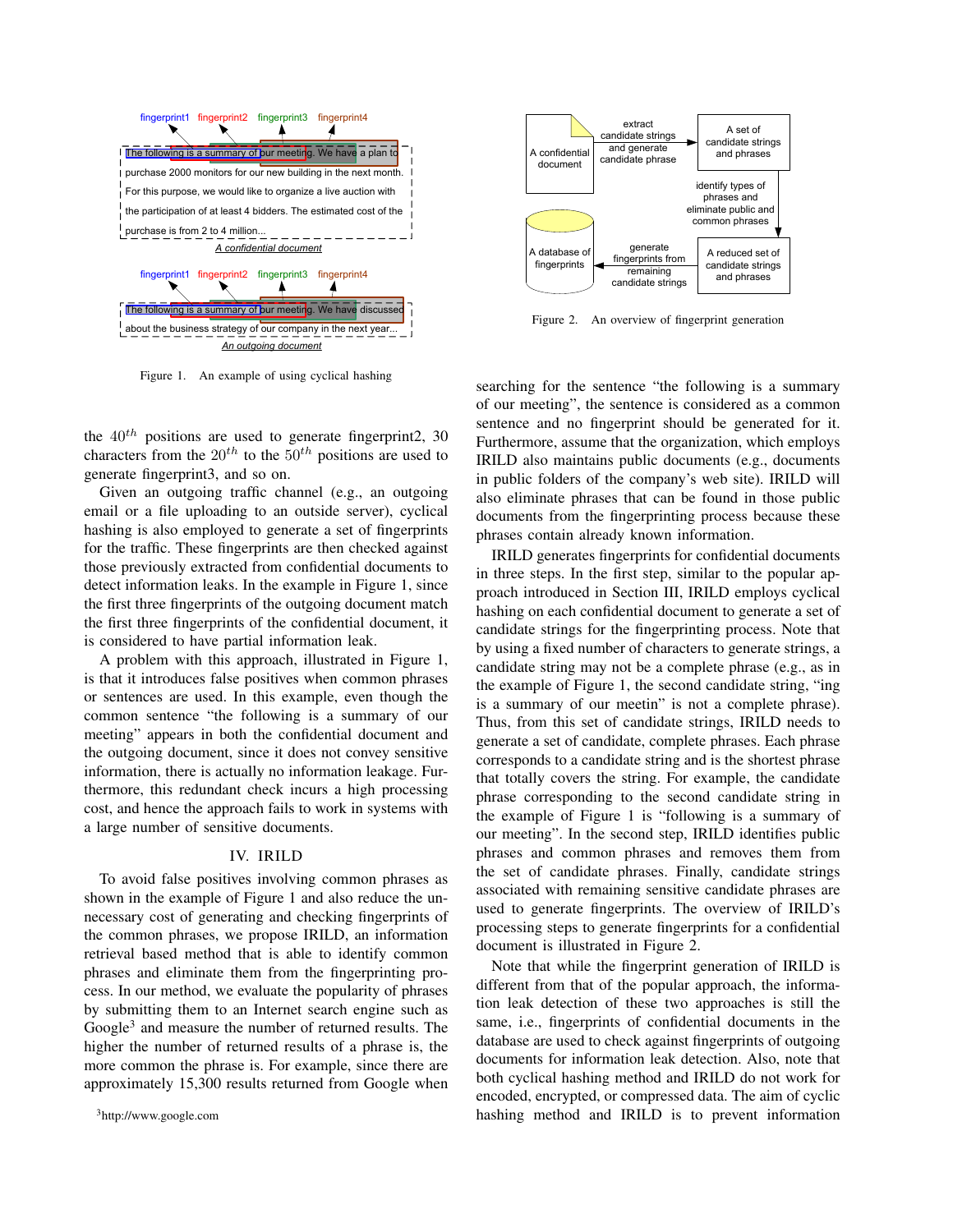fingerprint1 fingerprint2 fingerprint3 fingerprint4

The following is a summary of our meeting. We have a plan to purchase 2000 monitors for our new building in the next month. For this purpose, we would like to organize a live auction with the participation of at least 4 bidders. The estimated cost of the purchase is from 2 to 4 million...

A confidential document

fingerprint1 fingerprint2 fingerprint3 fingerprint4

The following is a summary of our meeting. We have discussed about the business strategy of our company in the next year...

An outgoing document

Figure 1. An example of using cyclical hashing

the $40^{th}$ positions are used to generate fingerprint2, 30 characters from the $20^{th}$ to the $50^{th}$ positions are used to generate fingerprint3, and so on.

Given an outgoing traffic channel (e.g., an outgoing email or a file uploading to an outside server), cyclical hashing is also employed to generate a set of fingerprints for the traffic. These fingerprints are then checked against those previously extracted from confidential documents to detect information leaks. In the example in Figure 1, since the first three fingerprints of the outgoing document match the first three fingerprints of the confidential document, it is considered to have partial information leak.

A problem with this approach, illustrated in Figure 1, is that it introduces false positives when common phrases or sentences are used. In this example, even though the common sentence "the following is a summary of our meeting" appears in both the confidential document and the outgoing document, since it does not convey sensitive information, there is actually no information leakage. Furthermore, this redundant check incurs a high processing cost, and hence the approach fails to work in systems with a large number of sensitive documents.

## IV. IRILD

To avoid false positives involving common phrases as shown in the example of Figure 1 and also reduce the unnecessary cost of generating and checking fingerprints of the common phrases, we propose IRILD, an information retrieval based method that is able to identify common phrases and eliminate them from the fingerprinting process. In our method, we evaluate the popularity of phrases by submitting them to an Internet search engine such as Google[3] and measure the number of returned results. The higher the number of returned results of a phrase is, the more common the phrase is. For example, since there are approximately 15,300 results returned from Google when searching for the sentence "the following is a summary of our meeting", the sentence is considered as a common sentence and no fingerprint should be generated for it. Furthermore, assume that the organization, which employs IRILD also maintains public documents (e.g., documents in public folders of the company's web site). IRILD will also eliminate phrases that can be found in those public documents from the fingerprinting process because these phrases contain already known information.

[3]http://www.google.com

A confidential document — extract candidate strings and generate candidate phrase → A set of candidate strings and phrases — identify types of phrases and eliminate public and common phrases → A reduced set of candidate strings and phrases — generate fingerprints from remaining candidate strings → A database of fingerprints

Figure 2. An overview of fingerprint generation

IRILD generates fingerprints for confidential documents in three steps. In the first step, similar to the popular approach introduced in Section III, IRILD employs cyclical hashing on each confidential document to generate a set of candidate strings for the fingerprinting process. Note that by using a fixed number of characters to generate strings, a candidate string may not be a complete phrase (e.g., as in the example of Figure 1, the second candidate string, "ing is a summary of our meetin" is not a complete phrase). Thus, from this set of candidate strings, IRILD needs to generate a set of candidate, complete phrases. Each phrase corresponds to a candidate string and is the shortest phrase that totally covers the string. For example, the candidate phrase corresponding to the second candidate string in the example of Figure 1 is "following is a summary of our meeting". In the second step, IRILD identifies public phrases and common phrases and removes them from the set of candidate phrases. Finally, candidate strings associated with remaining sensitive candidate phrases are used to generate fingerprints. The overview of IRILD's processing steps to generate fingerprints for a confidential document is illustrated in Figure 2.

Note that while the fingerprint generation of IRILD is different from that of the popular approach, the information leak detection of these two approaches is still the same, i.e., fingerprints of confidential documents in the database are used to check against fingerprints of outgoing documents for information leak detection. Also, note that both cyclical hashing method and IRILD do not work for encoded, encrypted, or compressed data. The aim of cyclic hashing method and IRILD is to prevent information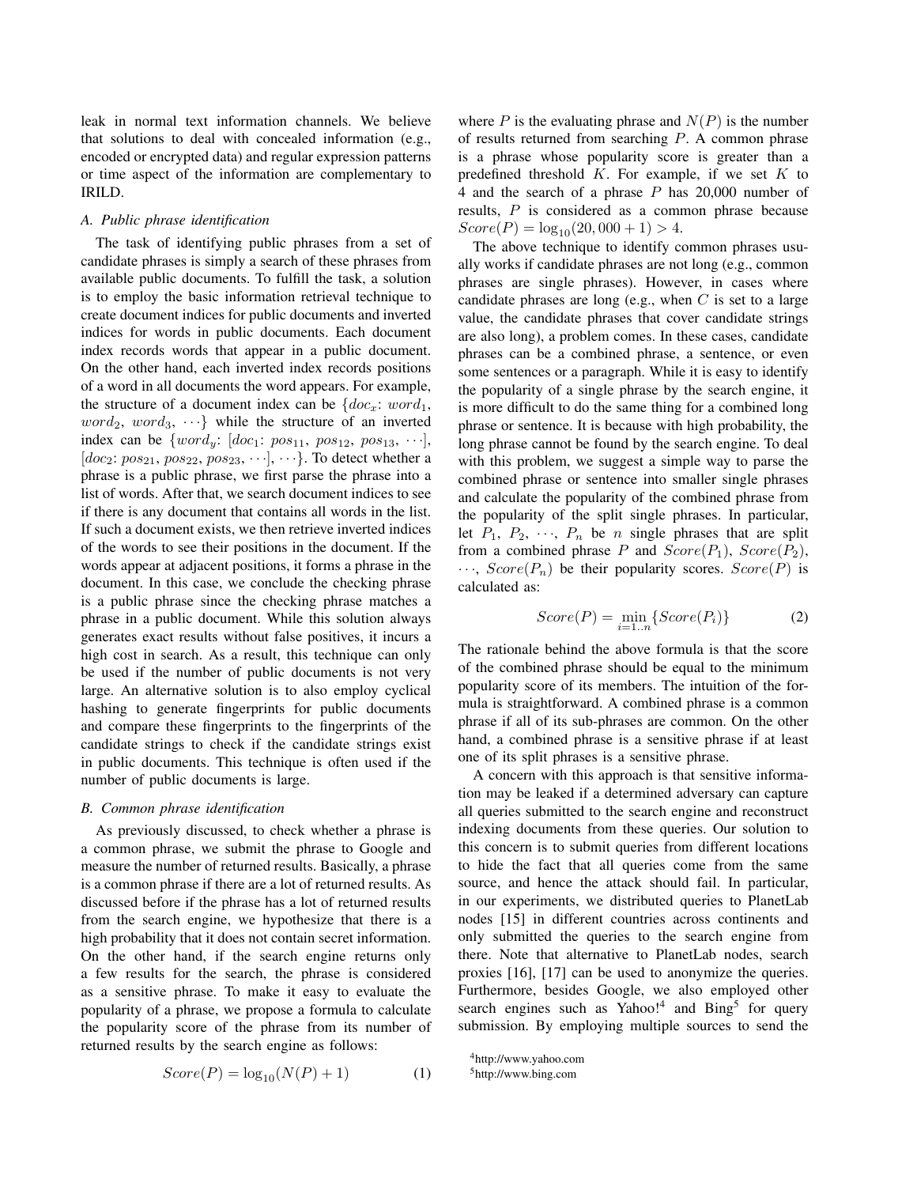leak in normal text information channels. We believe that solutions to deal with concealed information (e.g., encoded or encrypted data) and regular expression patterns or time aspect of the information are complementary to IRILD.

### A. Public phrase identification

The task of identifying public phrases from a set of candidate phrases is simply a search of these phrases from available public documents. To fulfill the task, a solution is to employ the basic information retrieval technique to create document indices for public documents and inverted indices for words in public documents. Each document index records words that appear in a public document. On the other hand, each inverted index records positions of a word in all documents the word appears. For example, the structure of a document index can be $\{doc_x$: $word_1$, $word_2$, $word_3$, $\cdots\}$ while the structure of an inverted index can be $\{word_y$: $[doc_1$: $pos_{11}$, $pos_{12}$, $pos_{13}$, $\cdots]$, $[doc_2$: $pos_{21}$, $pos_{22}$, $pos_{23}$, $\cdots]$, $\cdots\}$. To detect whether a phrase is a public phrase, we first parse the phrase into a list of words. After that, we search document indices to see if there is any document that contains all words in the list. If such a document exists, we then retrieve inverted indices of the words to see their positions in the document. If the words appear at adjacent positions, it forms a phrase in the document. In this case, we conclude the checking phrase is a public phrase since the checking phrase matches a phrase in a public document. While this solution always generates exact results without false positives, it incurs a high cost in search. As a result, this technique can only be used if the number of public documents is not very large. An alternative solution is to also employ cyclical hashing to generate fingerprints for public documents and compare these fingerprints to the fingerprints of the candidate strings to check if the candidate strings exist in public documents. This technique is often used if the number of public documents is large.

### B. Common phrase identification

As previously discussed, to check whether a phrase is a common phrase, we submit the phrase to Google and measure the number of returned results. Basically, a phrase is a common phrase if there are a lot of returned results. As discussed before if the phrase has a lot of returned results from the search engine, we hypothesize that there is a high probability that it does not contain secret information. On the other hand, if the search engine returns only a few results for the search, the phrase is considered as a sensitive phrase. To make it easy to evaluate the popularity of a phrase, we propose a formula to calculate the popularity score of the phrase from its number of returned results by the search engine as follows:

$$Score(P) = \log_{10}(N(P) + 1) \tag{1}$$

where $P$ is the evaluating phrase and $N(P)$ is the number of results returned from searching $P$. A common phrase is a phrase whose popularity score is greater than a predefined threshold $K$. For example, if we set $K$ to 4 and the search of a phrase $P$ has 20,000 number of results, $P$ is considered as a common phrase because $Score(P) = \log_{10}(20,000 + 1) > 4$.

The above technique to identify common phrases usually works if candidate phrases are not long (e.g., common phrases are single phrases). However, in cases where candidate phrases are long (e.g., when $C$ is set to a large value, the candidate phrases that cover candidate strings are also long), a problem comes. In these cases, candidate phrases can be a combined phrase, a sentence, or even some sentences or a paragraph. While it is easy to identify the popularity of a single phrase by the search engine, it is more difficult to do the same thing for a combined long phrase or sentence. It is because with high probability, the long phrase cannot be found by the search engine. To deal with this problem, we suggest a simple way to parse the combined phrase or sentence into smaller single phrases and calculate the popularity of the combined phrase from the popularity of the split single phrases. In particular, let $P_1$, $P_2$, $\cdots$, $P_n$ be $n$ single phrases that are split from a combined phrase $P$ and $Score(P_1)$, $Score(P_2)$, $\cdots$, $Score(P_n)$ be their popularity scores. $Score(P)$ is calculated as:

$$Score(P) = \min_{i=1..n} \{Score(P_i)\} \tag{2}$$

The rationale behind the above formula is that the score of the combined phrase should be equal to the minimum popularity score of its members. The intuition of the formula is straightforward. A combined phrase is a common phrase if all of its sub-phrases are common. On the other hand, a combined phrase is a sensitive phrase if at least one of its split phrases is a sensitive phrase.

A concern with this approach is that sensitive information may be leaked if a determined adversary can capture all queries submitted to the search engine and reconstruct indexing documents from these queries. Our solution to this concern is to submit queries from different locations to hide the fact that all queries come from the same source, and hence the attack should fail. In particular, in our experiments, we distributed queries to PlanetLab nodes [15] in different countries across continents and only submitted the queries to the search engine from there. Note that alternative to PlanetLab nodes, search proxies [16], [17] can be used to anonymize the queries. Furthermore, besides Google, we also employed other search engines such as Yahoo![4] and Bing[5] for query submission. By employing multiple sources to send the

[4]http://www.yahoo.com

[5]http://www.bing.com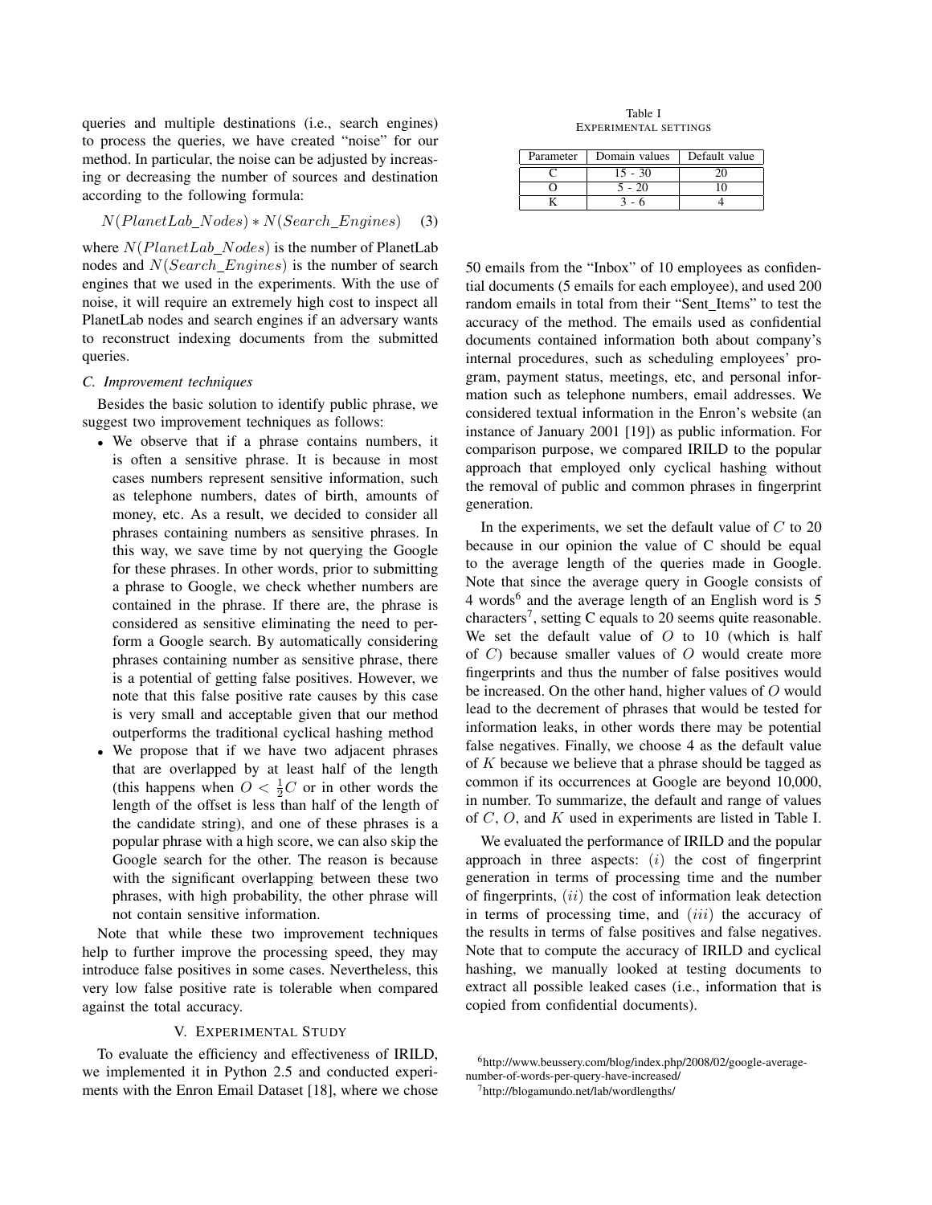queries and multiple destinations (i.e., search engines) to process the queries, we have created "noise" for our method. In particular, the noise can be adjusted by increasing or decreasing the number of sources and destination according to the following formula:

$$N(PlanetLab\_Nodes) * N(Search\_Engines) \quad (3)$$

where $N(PlanetLab\_Nodes)$ is the number of PlanetLab nodes and $N(Search\_Engines)$ is the number of search engines that we used in the experiments. With the use of noise, it will require an extremely high cost to inspect all PlanetLab nodes and search engines if an adversary wants to reconstruct indexing documents from the submitted queries.

### C. Improvement techniques

Besides the basic solution to identify public phrase, we suggest two improvement techniques as follows:

- We observe that if a phrase contains numbers, it is often a sensitive phrase. It is because in most cases numbers represent sensitive information, such as telephone numbers, dates of birth, amounts of money, etc. As a result, we decided to consider all phrases containing numbers as sensitive phrases. In this way, we save time by not querying the Google for these phrases. In other words, prior to submitting a phrase to Google, we check whether numbers are contained in the phrase. If there are, the phrase is considered as sensitive eliminating the need to perform a Google search. By automatically considering phrases containing number as sensitive phrase, there is a potential of getting false positives. However, we note that this false positive rate causes by this case is very small and acceptable given that our method outperforms the traditional cyclical hashing method
- We propose that if we have two adjacent phrases that are overlapped by at least half of the length (this happens when $O < \frac{1}{2}C$ or in other words the length of the offset is less than half of the length of the candidate string), and one of these phrases is a popular phrase with a high score, we can also skip the Google search for the other. The reason is because with the significant overlapping between these two phrases, with high probability, the other phrase will not contain sensitive information.

Note that while these two improvement techniques help to further improve the processing speed, they may introduce false positives in some cases. Nevertheless, this very low false positive rate is tolerable when compared against the total accuracy.

## V. Experimental Study

To evaluate the efficiency and effectiveness of IRILD, we implemented it in Python 2.5 and conducted experiments with the Enron Email Dataset [18], where we chose 50 emails from the "Inbox" of 10 employees as confidential documents (5 emails for each employee), and used 200 random emails in total from their "Sent_Items" to test the accuracy of the method. The emails used as confidential documents contained information both about company's internal procedures, such as scheduling employees' program, payment status, meetings, etc, and personal information such as telephone numbers, email addresses. We considered textual information in the Enron's website (an instance of January 2001 [19]) as public information. For comparison purpose, we compared IRILD to the popular approach that employed only cyclical hashing without the removal of public and common phrases in fingerprint generation.

Table I
Experimental settings

| Parameter | Domain values | Default value |
|---|---|---|
| C | 15 - 30 | 20 |
| O | 5 - 20 | 10 |
| K | 3 - 6 | 4 |

In the experiments, we set the default value of $C$ to 20 because in our opinion the value of C should be equal to the average length of the queries made in Google. Note that since the average query in Google consists of 4 words[6] and the average length of an English word is 5 characters[7], setting C equals to 20 seems quite reasonable. We set the default value of $O$ to 10 (which is half of $C$) because smaller values of $O$ would create more fingerprints and thus the number of false positives would be increased. On the other hand, higher values of $O$ would lead to the decrement of phrases that would be tested for information leaks, in other words there may be potential false negatives. Finally, we choose 4 as the default value of $K$ because we believe that a phrase should be tagged as common if its occurrences at Google are beyond 10,000, in number. To summarize, the default and range of values of $C$, $O$, and $K$ used in experiments are listed in Table I.

We evaluated the performance of IRILD and the popular approach in three aspects: $(i)$ the cost of fingerprint generation in terms of processing time and the number of fingerprints, $(ii)$ the cost of information leak detection in terms of processing time, and $(iii)$ the accuracy of the results in terms of false positives and false negatives. Note that to compute the accuracy of IRILD and cyclical hashing, we manually looked at testing documents to extract all possible leaked cases (i.e., information that is copied from confidential documents).

[6]http://www.beussery.com/blog/index.php/2008/02/google-average-number-of-words-per-query-have-increased/

[7]http://blogamundo.net/lab/wordlengths/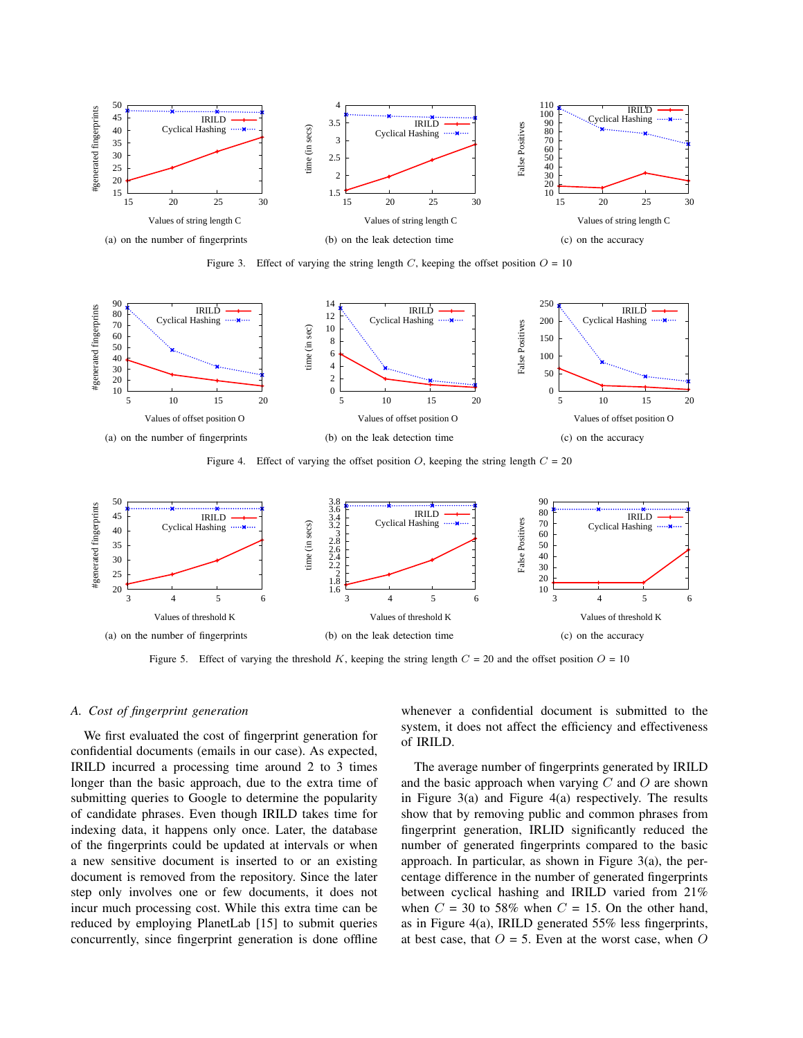(a) on the number of fingerprints

(b) on the leak detection time

(c) on the accuracy

Figure 3. Effect of varying the string length $C$, keeping the offset position $O$ = 10

(a) on the number of fingerprints

(b) on the leak detection time

(c) on the accuracy

Figure 4. Effect of varying the offset position $O$, keeping the string length $C$ = 20

(a) on the number of fingerprints

(b) on the leak detection time

(c) on the accuracy

Figure 5. Effect of varying the threshold $K$, keeping the string length $C$ = 20 and the offset position $O$ = 10

### A. Cost of fingerprint generation

We first evaluated the cost of fingerprint generation for confidential documents (emails in our case). As expected, IRILD incurred a processing time around 2 to 3 times longer than the basic approach, due to the extra time of submitting queries to Google to determine the popularity of candidate phrases. Even though IRILD takes time for indexing data, it happens only once. Later, the database of the fingerprints could be updated at intervals or when a new sensitive document is inserted to or an existing document is removed from the repository. Since the later step only involves one or few documents, it does not incur much processing cost. While this extra time can be reduced by employing PlanetLab [15] to submit queries concurrently, since fingerprint generation is done offline whenever a confidential document is submitted to the system, it does not affect the efficiency and effectiveness of IRILD.

The average number of fingerprints generated by IRILD and the basic approach when varying $C$ and $O$ are shown in Figure 3(a) and Figure 4(a) respectively. The results show that by removing public and common phrases from fingerprint generation, IRLID significantly reduced the number of generated fingerprints compared to the basic approach. In particular, as shown in Figure 3(a), the percentage difference in the number of generated fingerprints between cyclical hashing and IRILD varied from 21% when $C$ = 30 to 58% when $C$ = 15. On the other hand, as in Figure 4(a), IRILD generated 55% less fingerprints, at best case, that $O$ = 5. Even at the worst case, when $O$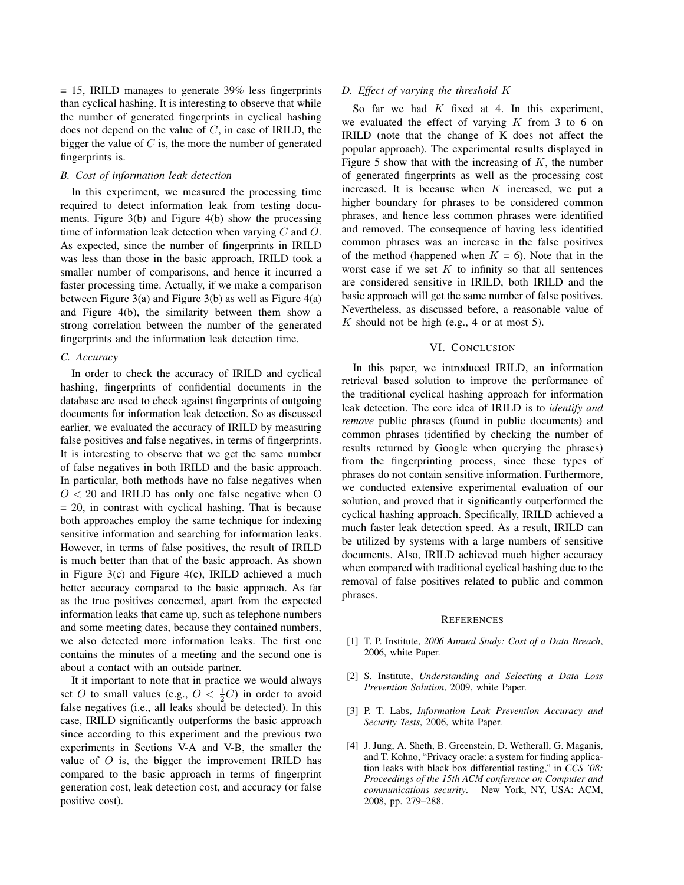= 15, IRILD manages to generate 39% less fingerprints than cyclical hashing. It is interesting to observe that while the number of generated fingerprints in cyclical hashing does not depend on the value of $C$, in case of IRILD, the bigger the value of $C$ is, the more the number of generated fingerprints is.

### *B. Cost of information leak detection*

In this experiment, we measured the processing time required to detect information leak from testing documents. Figure 3(b) and Figure 4(b) show the processing time of information leak detection when varying $C$ and $O$. As expected, since the number of fingerprints in IRILD was less than those in the basic approach, IRILD took a smaller number of comparisons, and hence it incurred a faster processing time. Actually, if we make a comparison between Figure 3(a) and Figure 3(b) as well as Figure 4(a) and Figure 4(b), the similarity between them show a strong correlation between the number of the generated fingerprints and the information leak detection time.

### *C. Accuracy*

In order to check the accuracy of IRILD and cyclical hashing, fingerprints of confidential documents in the database are used to check against fingerprints of outgoing documents for information leak detection. So as discussed earlier, we evaluated the accuracy of IRILD by measuring false positives and false negatives, in terms of fingerprints. It is interesting to observe that we get the same number of false negatives in both IRILD and the basic approach. In particular, both methods have no false negatives when $O < 20$ and IRILD has only one false negative when O = 20, in contrast with cyclical hashing. That is because both approaches employ the same technique for indexing sensitive information and searching for information leaks. However, in terms of false positives, the result of IRILD is much better than that of the basic approach. As shown in Figure 3(c) and Figure 4(c), IRILD achieved a much better accuracy compared to the basic approach. As far as the true positives concerned, apart from the expected information leaks that came up, such as telephone numbers and some meeting dates, because they contained numbers, we also detected more information leaks. The first one contains the minutes of a meeting and the second one is about a contact with an outside partner.

It it important to note that in practice we would always set $O$ to small values (e.g., $O < \frac{1}{2}C$) in order to avoid false negatives (i.e., all leaks should be detected). In this case, IRILD significantly outperforms the basic approach since according to this experiment and the previous two experiments in Sections V-A and V-B, the smaller the value of $O$ is, the bigger the improvement IRILD has compared to the basic approach in terms of fingerprint generation cost, leak detection cost, and accuracy (or false positive cost).

### *D. Effect of varying the threshold $K$*

So far we had $K$ fixed at 4. In this experiment, we evaluated the effect of varying $K$ from 3 to 6 on IRILD (note that the change of K does not affect the popular approach). The experimental results displayed in Figure 5 show that with the increasing of $K$, the number of generated fingerprints as well as the processing cost increased. It is because when $K$ increased, we put a higher boundary for phrases to be considered common phrases, and hence less common phrases were identified and removed. The consequence of having less identified common phrases was an increase in the false positives of the method (happened when $K$ = 6). Note that in the worst case if we set $K$ to infinity so that all sentences are considered sensitive in IRILD, both IRILD and the basic approach will get the same number of false positives. Nevertheless, as discussed before, a reasonable value of $K$ should not be high (e.g., 4 or at most 5).

## VI. CONCLUSION

In this paper, we introduced IRILD, an information retrieval based solution to improve the performance of the traditional cyclical hashing approach for information leak detection. The core idea of IRILD is to *identify and remove* public phrases (found in public documents) and common phrases (identified by checking the number of results returned by Google when querying the phrases) from the fingerprinting process, since these types of phrases do not contain sensitive information. Furthermore, we conducted extensive experimental evaluation of our solution, and proved that it significantly outperformed the cyclical hashing approach. Specifically, IRILD achieved a much faster leak detection speed. As a result, IRILD can be utilized by systems with a large numbers of sensitive documents. Also, IRILD achieved much higher accuracy when compared with traditional cyclical hashing due to the removal of false positives related to public and common phrases.

## REFERENCES

[1] T. P. Institute, *2006 Annual Study: Cost of a Data Breach*, 2006, white Paper.

[2] S. Institute, *Understanding and Selecting a Data Loss Prevention Solution*, 2009, white Paper.

[3] P. T. Labs, *Information Leak Prevention Accuracy and Security Tests*, 2006, white Paper.

[4] J. Jung, A. Sheth, B. Greenstein, D. Wetherall, G. Maganis, and T. Kohno, "Privacy oracle: a system for finding application leaks with black box differential testing," in *CCS '08: Proceedings of the 15th ACM conference on Computer and communications security*. New York, NY, USA: ACM, 2008, pp. 279–288.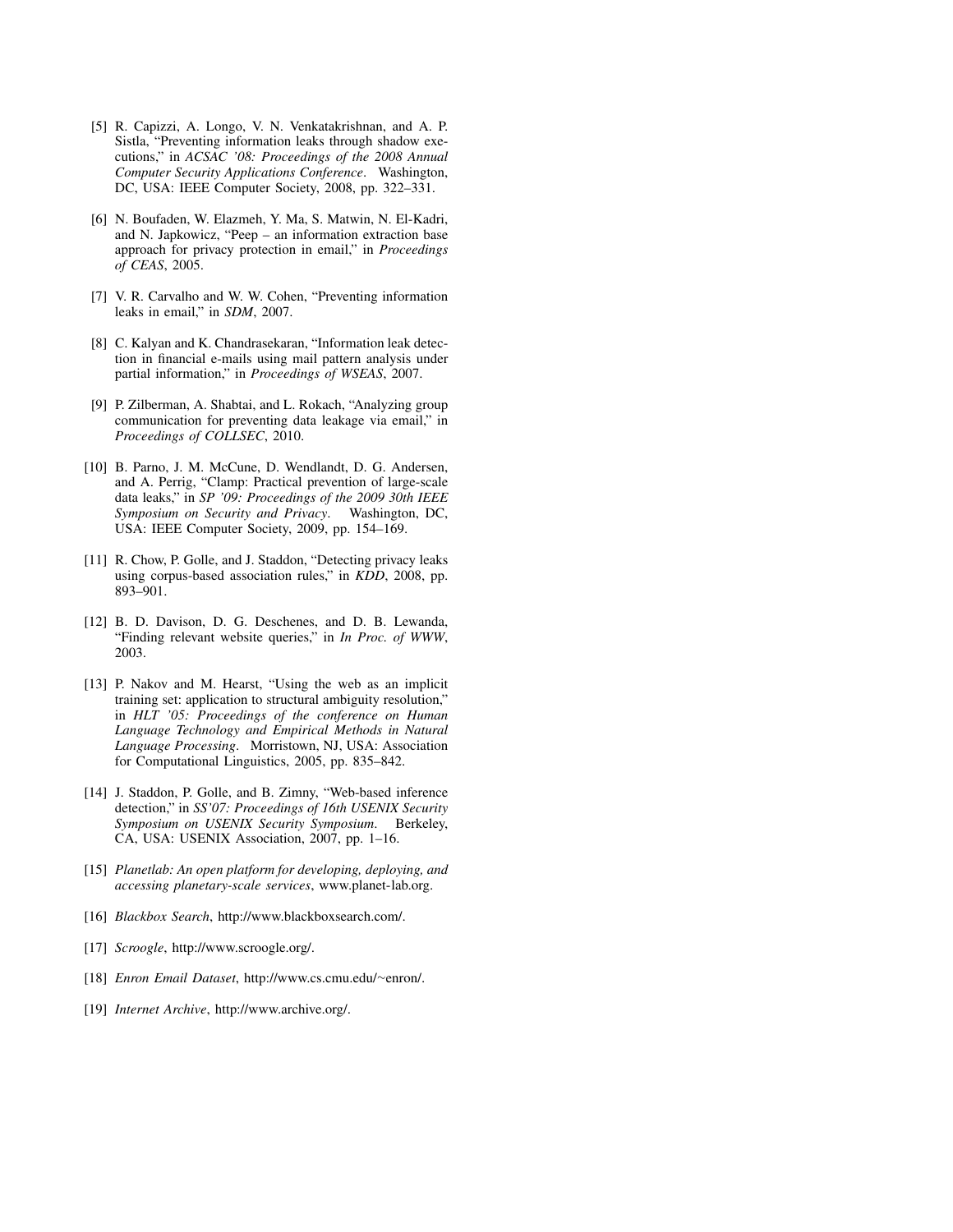[5] R. Capizzi, A. Longo, V. N. Venkatakrishnan, and A. P. Sistla, "Preventing information leaks through shadow executions," in *ACSAC '08: Proceedings of the 2008 Annual Computer Security Applications Conference*. Washington, DC, USA: IEEE Computer Society, 2008, pp. 322–331.

[6] N. Boufaden, W. Elazmeh, Y. Ma, S. Matwin, N. El-Kadri, and N. Japkowicz, "Peep – an information extraction base approach for privacy protection in email," in *Proceedings of CEAS*, 2005.

[7] V. R. Carvalho and W. W. Cohen, "Preventing information leaks in email," in *SDM*, 2007.

[8] C. Kalyan and K. Chandrasekaran, "Information leak detection in financial e-mails using mail pattern analysis under partial information," in *Proceedings of WSEAS*, 2007.

[9] P. Zilberman, A. Shabtai, and L. Rokach, "Analyzing group communication for preventing data leakage via email," in *Proceedings of COLLSEC*, 2010.

[10] B. Parno, J. M. McCune, D. Wendlandt, D. G. Andersen, and A. Perrig, "Clamp: Practical prevention of large-scale data leaks," in *SP '09: Proceedings of the 2009 30th IEEE Symposium on Security and Privacy*. Washington, DC, USA: IEEE Computer Society, 2009, pp. 154–169.

[11] R. Chow, P. Golle, and J. Staddon, "Detecting privacy leaks using corpus-based association rules," in *KDD*, 2008, pp. 893–901.

[12] B. D. Davison, D. G. Deschenes, and D. B. Lewanda, "Finding relevant website queries," in *In Proc. of WWW*, 2003.

[13] P. Nakov and M. Hearst, "Using the web as an implicit training set: application to structural ambiguity resolution," in *HLT '05: Proceedings of the conference on Human Language Technology and Empirical Methods in Natural Language Processing*. Morristown, NJ, USA: Association for Computational Linguistics, 2005, pp. 835–842.

[14] J. Staddon, P. Golle, and B. Zimny, "Web-based inference detection," in *SS'07: Proceedings of 16th USENIX Security Symposium on USENIX Security Symposium*. Berkeley, CA, USA: USENIX Association, 2007, pp. 1–16.

[15] *Planetlab: An open platform for developing, deploying, and accessing planetary-scale services*, www.planet-lab.org.

[16] *Blackbox Search*, http://www.blackboxsearch.com/.

[17] *Scroogle*, http://www.scroogle.org/.

[18] *Enron Email Dataset*, http://www.cs.cmu.edu/~enron/.

[19] *Internet Archive*, http://www.archive.org/.